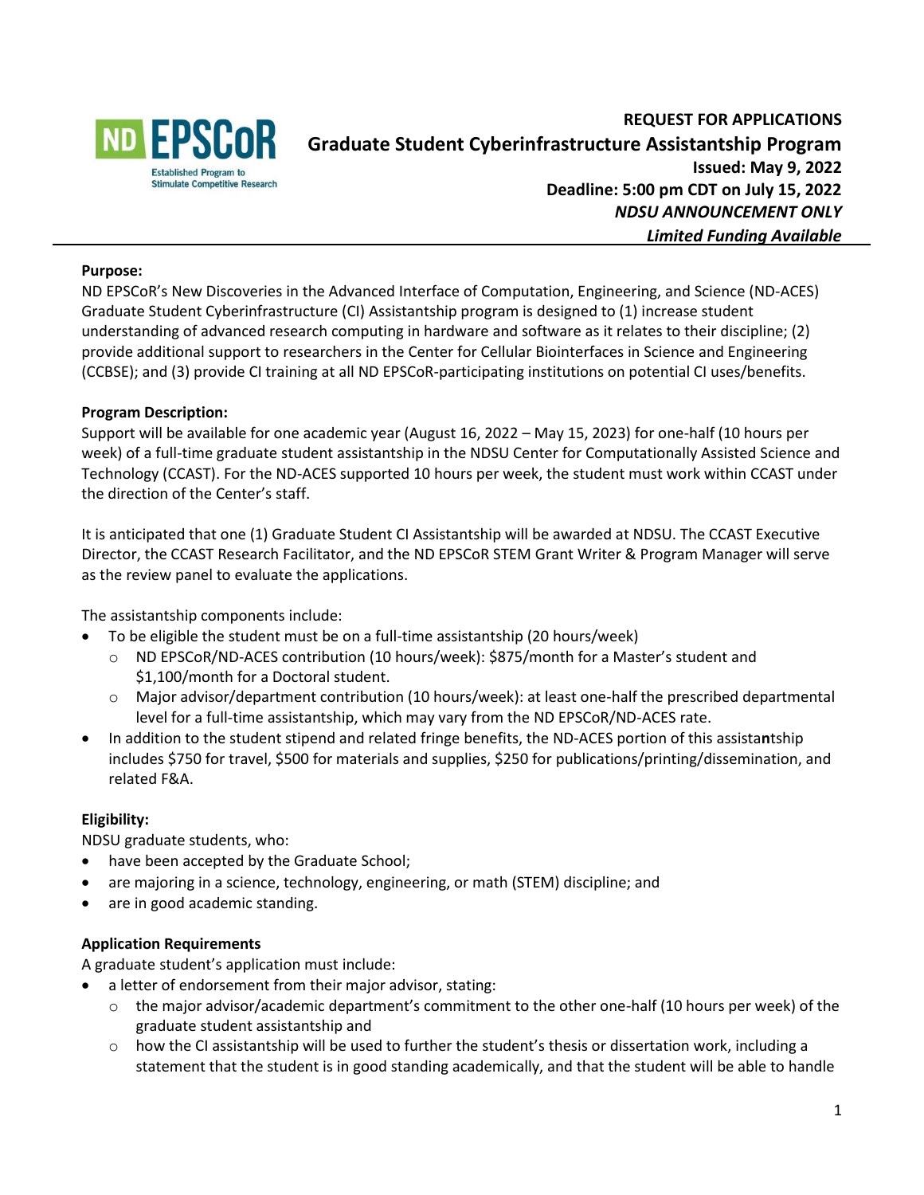ND EPSCoR
Established Program to Stimulate Competitive Research

**REQUEST FOR APPLICATIONS**

# Graduate Student Cyberinfrastructure Assistantship Program

**Issued: May 9, 2022**
**Deadline: 5:00 pm CDT on July 15, 2022**
***NDSU ANNOUNCEMENT ONLY***
***Limited Funding Available***

---

**Purpose:**
ND EPSCoR's New Discoveries in the Advanced Interface of Computation, Engineering, and Science (ND-ACES) Graduate Student Cyberinfrastructure (CI) Assistantship program is designed to (1) increase student understanding of advanced research computing in hardware and software as it relates to their discipline; (2) provide additional support to researchers in the Center for Cellular Biointerfaces in Science and Engineering (CCBSE); and (3) provide CI training at all ND EPSCoR-participating institutions on potential CI uses/benefits.

**Program Description:**
Support will be available for one academic year (August 16, 2022 – May 15, 2023) for one-half (10 hours per week) of a full-time graduate student assistantship in the NDSU Center for Computationally Assisted Science and Technology (CCAST). For the ND-ACES supported 10 hours per week, the student must work within CCAST under the direction of the Center's staff.

It is anticipated that one (1) Graduate Student CI Assistantship will be awarded at NDSU. The CCAST Executive Director, the CCAST Research Facilitator, and the ND EPSCoR STEM Grant Writer & Program Manager will serve as the review panel to evaluate the applications.

The assistantship components include:

- To be eligible the student must be on a full-time assistantship (20 hours/week)
  - ND EPSCoR/ND-ACES contribution (10 hours/week): $875/month for a Master's student and $1,100/month for a Doctoral student.
  - Major advisor/department contribution (10 hours/week): at least one-half the prescribed departmental level for a full-time assistantship, which may vary from the ND EPSCoR/ND-ACES rate.
- In addition to the student stipend and related fringe benefits, the ND-ACES portion of this assistantship includes $750 for travel, $500 for materials and supplies, $250 for publications/printing/dissemination, and related F&A.

**Eligibility:**
NDSU graduate students, who:

- have been accepted by the Graduate School;
- are majoring in a science, technology, engineering, or math (STEM) discipline; and
- are in good academic standing.

**Application Requirements**
A graduate student's application must include:

- a letter of endorsement from their major advisor, stating:
  - the major advisor/academic department's commitment to the other one-half (10 hours per week) of the graduate student assistantship and
  - how the CI assistantship will be used to further the student's thesis or dissertation work, including a statement that the student is in good standing academically, and that the student will be able to handle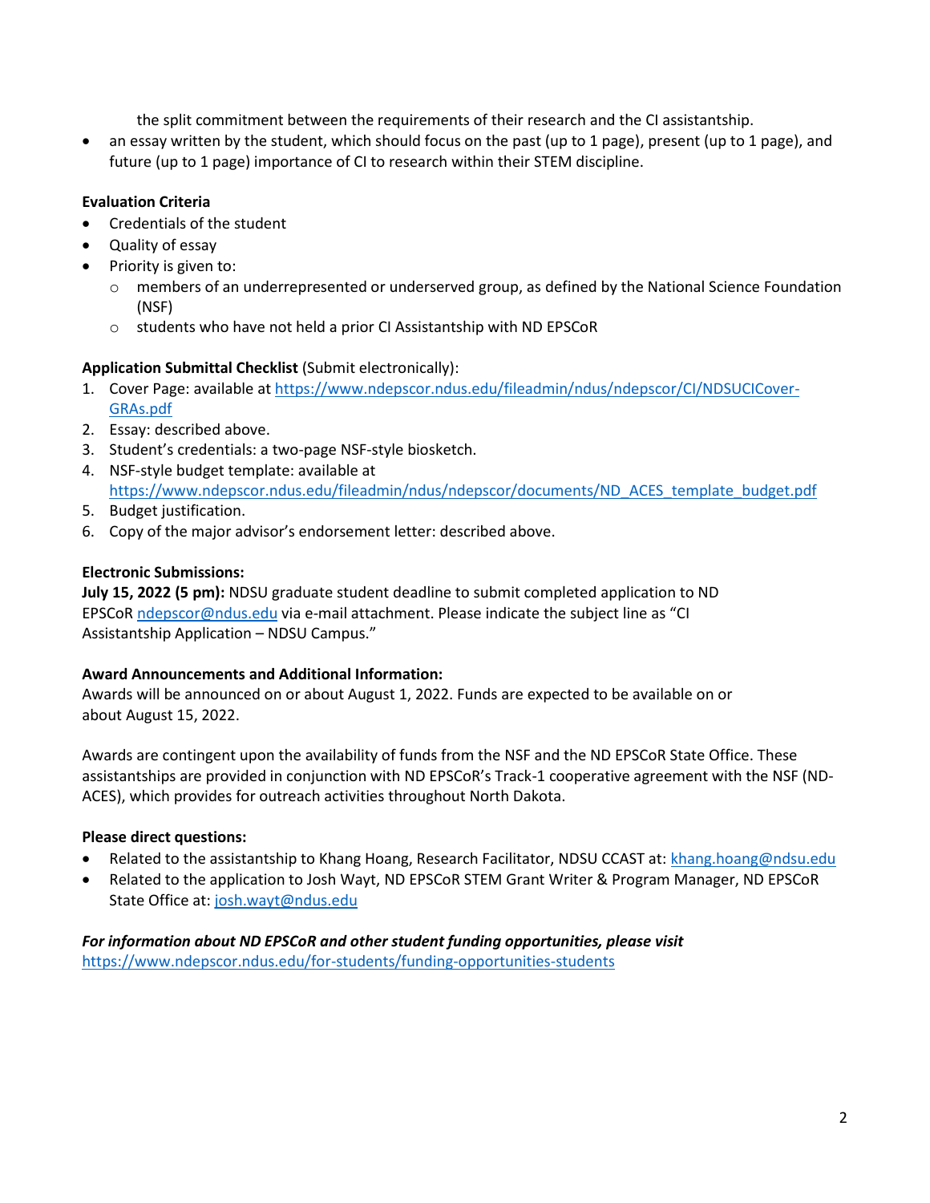the split commitment between the requirements of their research and the CI assistantship.

- an essay written by the student, which should focus on the past (up to 1 page), present (up to 1 page), and future (up to 1 page) importance of CI to research within their STEM discipline.

**Evaluation Criteria**

- Credentials of the student
- Quality of essay
- Priority is given to:
  - members of an underrepresented or underserved group, as defined by the National Science Foundation (NSF)
  - students who have not held a prior CI Assistantship with ND EPSCoR

**Application Submittal Checklist** (Submit electronically):

1. Cover Page: available at https://www.ndepscor.ndus.edu/fileadmin/ndus/ndepscor/CI/NDSUCICover-GRAs.pdf
2. Essay: described above.
3. Student's credentials: a two-page NSF-style biosketch.
4. NSF-style budget template: available at https://www.ndepscor.ndus.edu/fileadmin/ndus/ndepscor/documents/ND_ACES_template_budget.pdf
5. Budget justification.
6. Copy of the major advisor's endorsement letter: described above.

**Electronic Submissions:**

**July 15, 2022 (5 pm):** NDSU graduate student deadline to submit completed application to ND EPSCoR ndepscor@ndus.edu via e-mail attachment. Please indicate the subject line as "CI Assistantship Application – NDSU Campus."

**Award Announcements and Additional Information:**

Awards will be announced on or about August 1, 2022. Funds are expected to be available on or about August 15, 2022.

Awards are contingent upon the availability of funds from the NSF and the ND EPSCoR State Office. These assistantships are provided in conjunction with ND EPSCoR's Track-1 cooperative agreement with the NSF (ND-ACES), which provides for outreach activities throughout North Dakota.

**Please direct questions:**

- Related to the assistantship to Khang Hoang, Research Facilitator, NDSU CCAST at: khang.hoang@ndsu.edu
- Related to the application to Josh Wayt, ND EPSCoR STEM Grant Writer & Program Manager, ND EPSCoR State Office at: josh.wayt@ndus.edu

***For information about ND EPSCoR and other student funding opportunities, please visit***
https://www.ndepscor.ndus.edu/for-students/funding-opportunities-students